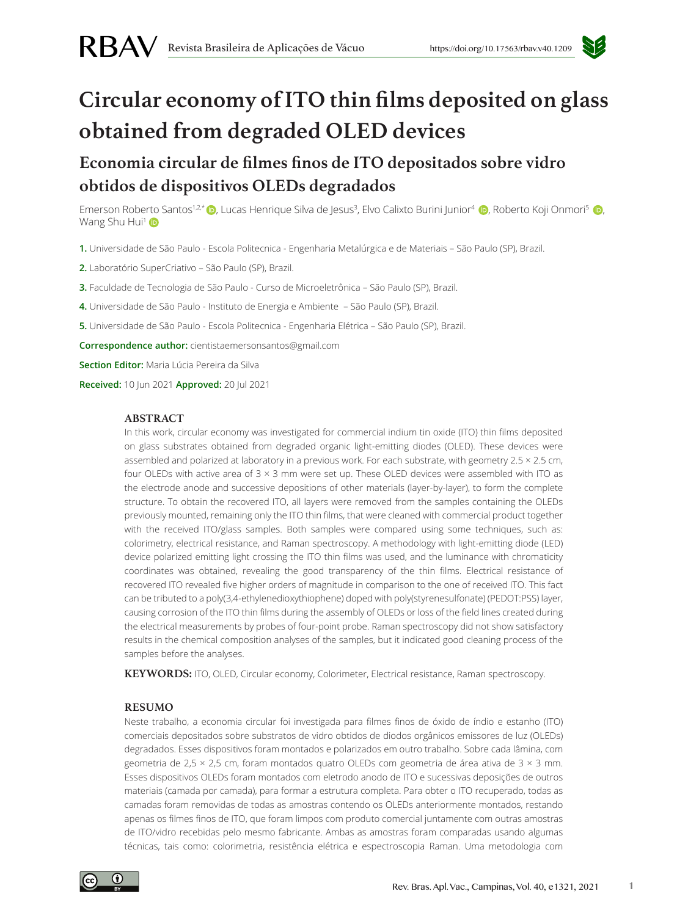# Circular economy of ITO thin films deposited on glass obtained from degraded OLED devices

## Economia circular de filmes finos de ITO depositados sobre vidro obtidos de dispositivos OLEDs degradados

Emerson Roberto Santos[1,2,*], Lucas Henrique Silva de Jesus[3], Elvo Calixto Burini Junior[4], Roberto Koji Onmori[5], Wang Shu Hui[1]

**1.** Universidade de São Paulo - Escola Politecnica - Engenharia Metalúrgica e de Materiais – São Paulo (SP), Brazil.

**2.** Laboratório SuperCriativo – São Paulo (SP), Brazil.

**3.** Faculdade de Tecnologia de São Paulo - Curso de Microeletrônica – São Paulo (SP), Brazil.

**4.** Universidade de São Paulo - Instituto de Energia e Ambiente – São Paulo (SP), Brazil.

**5.** Universidade de São Paulo - Escola Politecnica - Engenharia Elétrica – São Paulo (SP), Brazil.

**Correspondence author:** cientistaemersonsantos@gmail.com

**Section Editor:** Maria Lúcia Pereira da Silva

**Received:** 10 Jun 2021 **Approved:** 20 Jul 2021

### ABSTRACT

In this work, circular economy was investigated for commercial indium tin oxide (ITO) thin films deposited on glass substrates obtained from degraded organic light-emitting diodes (OLED). These devices were assembled and polarized at laboratory in a previous work. For each substrate, with geometry 2.5 × 2.5 cm, four OLEDs with active area of 3 × 3 mm were set up. These OLED devices were assembled with ITO as the electrode anode and successive depositions of other materials (layer-by-layer), to form the complete structure. To obtain the recovered ITO, all layers were removed from the samples containing the OLEDs previously mounted, remaining only the ITO thin films, that were cleaned with commercial product together with the received ITO/glass samples. Both samples were compared using some techniques, such as: colorimetry, electrical resistance, and Raman spectroscopy. A methodology with light-emitting diode (LED) device polarized emitting light crossing the ITO thin films was used, and the luminance with chromaticity coordinates was obtained, revealing the good transparency of the thin films. Electrical resistance of recovered ITO revealed five higher orders of magnitude in comparison to the one of received ITO. This fact can be tributed to a poly(3,4-ethylenedioxythiophene) doped with poly(styrenesulfonate) (PEDOT:PSS) layer, causing corrosion of the ITO thin films during the assembly of OLEDs or loss of the field lines created during the electrical measurements by probes of four-point probe. Raman spectroscopy did not show satisfactory results in the chemical composition analyses of the samples, but it indicated good cleaning process of the samples before the analyses.

**KEYWORDS:** ITO, OLED, Circular economy, Colorimeter, Electrical resistance, Raman spectroscopy.

### RESUMO

Neste trabalho, a economia circular foi investigada para filmes finos de óxido de índio e estanho (ITO) comerciais depositados sobre substratos de vidro obtidos de diodos orgânicos emissores de luz (OLEDs) degradados. Esses dispositivos foram montados e polarizados em outro trabalho. Sobre cada lâmina, com geometria de 2,5 × 2,5 cm, foram montados quatro OLEDs com geometria de área ativa de 3 × 3 mm. Esses dispositivos OLEDs foram montados com eletrodo anodo de ITO e sucessivas deposições de outros materiais (camada por camada), para formar a estrutura completa. Para obter o ITO recuperado, todas as camadas foram removidas de todas as amostras contendo os OLEDs anteriormente montados, restando apenas os filmes finos de ITO, que foram limpos com produto comercial juntamente com outras amostras de ITO/vidro recebidas pelo mesmo fabricante. Ambas as amostras foram comparadas usando algumas técnicas, tais como: colorimetria, resistência elétrica e espectroscopia Raman. Uma metodologia com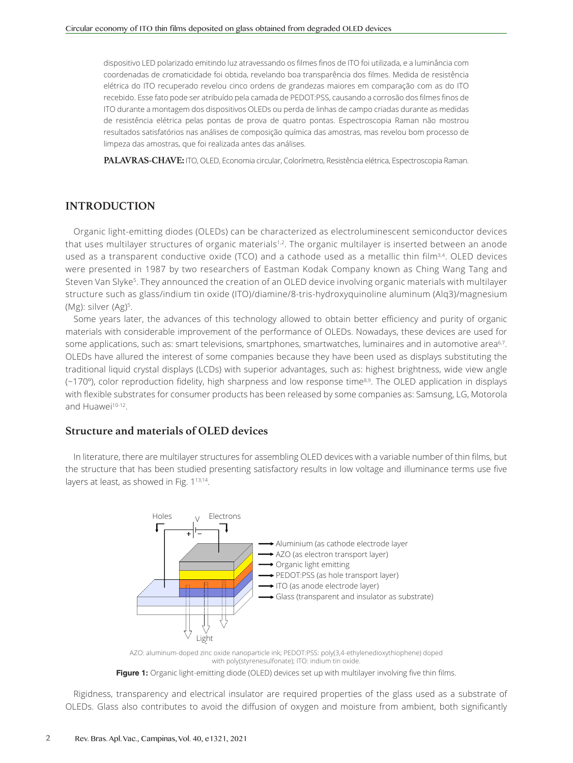dispositivo LED polarizado emitindo luz atravessando os filmes finos de ITO foi utilizada, e a luminância com coordenadas de cromaticidade foi obtida, revelando boa transparência dos filmes. Medida de resistência elétrica do ITO recuperado revelou cinco ordens de grandezas maiores em comparação com as do ITO recebido. Esse fato pode ser atribuído pela camada de PEDOT:PSS, causando a corrosão dos filmes finos de ITO durante a montagem dos dispositivos OLEDs ou perda de linhas de campo criadas durante as medidas de resistência elétrica pelas pontas de prova de quatro pontas. Espectroscopia Raman não mostrou resultados satisfatórios nas análises de composição química das amostras, mas revelou bom processo de limpeza das amostras, que foi realizada antes das análises.

**PALAVRAS-CHAVE:** ITO, OLED, Economia circular, Colorímetro, Resistência elétrica, Espectroscopia Raman.

## INTRODUCTION

Organic light-emitting diodes (OLEDs) can be characterized as electroluminescent semiconductor devices that uses multilayer structures of organic materials[1,2]. The organic multilayer is inserted between an anode used as a transparent conductive oxide (TCO) and a cathode used as a metallic thin film[3,4]. OLED devices were presented in 1987 by two researchers of Eastman Kodak Company known as Ching Wang Tang and Steven Van Slyke[5]. They announced the creation of an OLED device involving organic materials with multilayer structure such as glass/indium tin oxide (ITO)/diamine/8-tris-hydroxyquinoline aluminum (Alq3)/magnesium (Mg): silver (Ag)[5].

Some years later, the advances of this technology allowed to obtain better efficiency and purity of organic materials with considerable improvement of the performance of OLEDs. Nowadays, these devices are used for some applications, such as: smart televisions, smartphones, smartwatches, luminaires and in automotive area[6,7]. OLEDs have allured the interest of some companies because they have been used as displays substituting the traditional liquid crystal displays (LCDs) with superior advantages, such as: highest brightness, wide view angle (~170°), color reproduction fidelity, high sharpness and low response time[8,9]. The OLED application in displays with flexible substrates for consumer products has been released by some companies as: Samsung, LG, Motorola and Huawei[10-12].

### Structure and materials of OLED devices

In literature, there are multilayer structures for assembling OLED devices with a variable number of thin films, but the structure that has been studied presenting satisfactory results in low voltage and illuminance terms use five layers at least, as showed in Fig. 1[13,14].

AZO: aluminum-doped zinc oxide nanoparticle ink; PEDOT:PSS: poly(3,4-ethylenedioxythiophene) doped with poly(styrenesulfonate); ITO: indium tin oxide.

**Figure 1:** Organic light-emitting diode (OLED) devices set up with multilayer involving five thin films.

Rigidness, transparency and electrical insulator are required properties of the glass used as a substrate of OLEDs. Glass also contributes to avoid the diffusion of oxygen and moisture from ambient, both significantly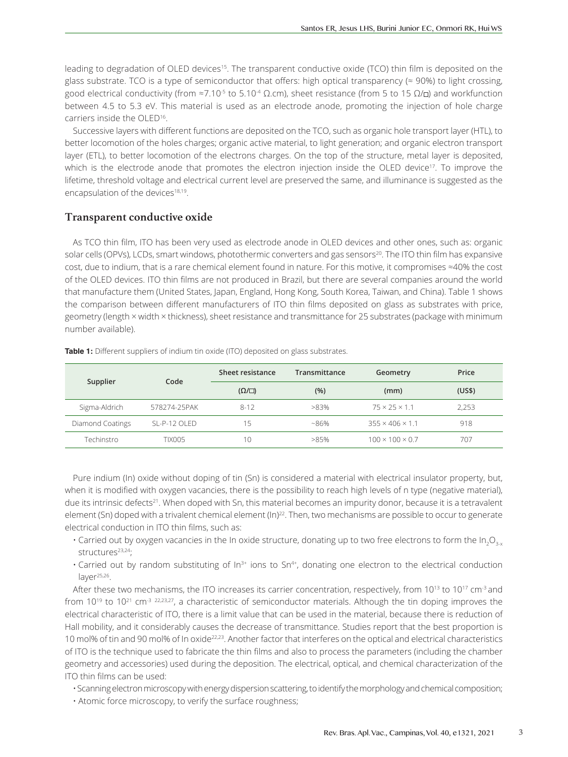leading to degradation of OLED devices[15]. The transparent conductive oxide (TCO) thin film is deposited on the glass substrate. TCO is a type of semiconductor that offers: high optical transparency (≈ 90%) to light crossing, good electrical conductivity (from ≈$7.10^{-5}$ to $5.10^{-4}$ Ω.cm), sheet resistance (from 5 to 15 Ω/□) and workfunction between 4.5 to 5.3 eV. This material is used as an electrode anode, promoting the injection of hole charge carriers inside the OLED[16].

Successive layers with different functions are deposited on the TCO, such as organic hole transport layer (HTL), to better locomotion of the holes charges; organic active material, to light generation; and organic electron transport layer (ETL), to better locomotion of the electrons charges. On the top of the structure, metal layer is deposited, which is the electrode anode that promotes the electron injection inside the OLED device[17]. To improve the lifetime, threshold voltage and electrical current level are preserved the same, and illuminance is suggested as the encapsulation of the devices[18,19].

## Transparent conductive oxide

As TCO thin film, ITO has been very used as electrode anode in OLED devices and other ones, such as: organic solar cells (OPVs), LCDs, smart windows, photothermic converters and gas sensors[20]. The ITO thin film has expansive cost, due to indium, that is a rare chemical element found in nature. For this motive, it compromises ≈40% the cost of the OLED devices. ITO thin films are not produced in Brazil, but there are several companies around the world that manufacture them (United States, Japan, England, Hong Kong, South Korea, Taiwan, and China). Table 1 shows the comparison between different manufacturers of ITO thin films deposited on glass as substrates with price, geometry (length × width × thickness), sheet resistance and transmittance for 25 substrates (package with minimum number available).

**Table 1:** Different suppliers of indium tin oxide (ITO) deposited on glass substrates.

| Supplier | Code | Sheet resistance (Ω/□) | Transmittance (%) | Geometry (mm) | Price (US$) |
|---|---|---|---|---|---|
| Sigma-Aldrich | 578274-25PAK | 8-12 | >83% | 75 × 25 × 1.1 | 2,253 |
| Diamond Coatings | SL-P-12 OLED | 15 | ~86% | 355 × 406 × 1.1 | 918 |
| Techinstro | TIX005 | 10 | >85% | 100 × 100 × 0.7 | 707 |

Pure indium (In) oxide without doping of tin (Sn) is considered a material with electrical insulator property, but, when it is modified with oxygen vacancies, there is the possibility to reach high levels of n type (negative material), due its intrinsic defects[21]. When doped with Sn, this material becomes an impurity donor, because it is a tetravalent element (Sn) doped with a trivalent chemical element (In)[22]. Then, two mechanisms are possible to occur to generate electrical conduction in ITO thin films, such as:

- Carried out by oxygen vacancies in the In oxide structure, donating up to two free electrons to form the $In_2O_{3-x}$ structures[23,24];
- Carried out by random substituting of $In^{3+}$ ions to $Sn^{4+}$, donating one electron to the electrical conduction layer[25,26].

After these two mechanisms, the ITO increases its carrier concentration, respectively, from $10^{13}$ to $10^{17}$ $cm^{-3}$ and from $10^{19}$ to $10^{21}$ $cm^{-3}$ [22,23,27], a characteristic of semiconductor materials. Although the tin doping improves the electrical characteristic of ITO, there is a limit value that can be used in the material, because there is reduction of Hall mobility, and it considerably causes the decrease of transmittance. Studies report that the best proportion is 10 mol% of tin and 90 mol% of In oxide[22,23]. Another factor that interferes on the optical and electrical characteristics of ITO is the technique used to fabricate the thin films and also to process the parameters (including the chamber geometry and accessories) used during the deposition. The electrical, optical, and chemical characterization of the ITO thin films can be used:

- Scanning electron microscopy with energy dispersion scattering, to identify the morphology and chemical composition;
- Atomic force microscopy, to verify the surface roughness;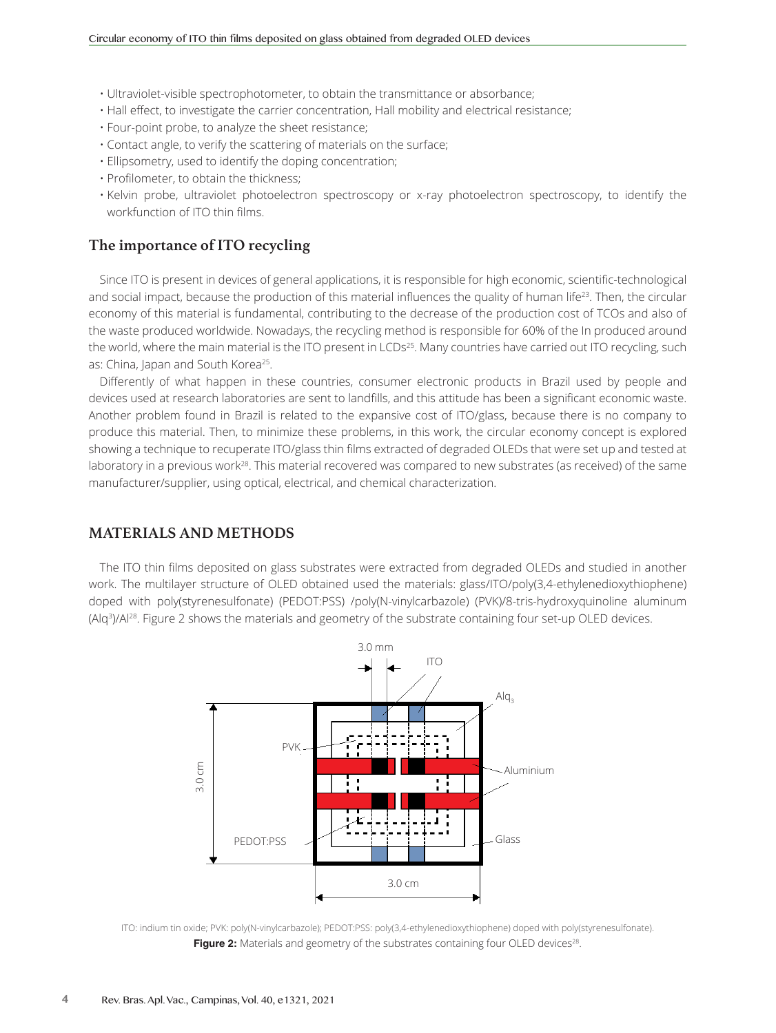- Ultraviolet-visible spectrophotometer, to obtain the transmittance or absorbance;
- Hall effect, to investigate the carrier concentration, Hall mobility and electrical resistance;
- Four-point probe, to analyze the sheet resistance;
- Contact angle, to verify the scattering of materials on the surface;
- Ellipsometry, used to identify the doping concentration;
- Profilometer, to obtain the thickness;
- Kelvin probe, ultraviolet photoelectron spectroscopy or x-ray photoelectron spectroscopy, to identify the workfunction of ITO thin films.

## The importance of ITO recycling

Since ITO is present in devices of general applications, it is responsible for high economic, scientific-technological and social impact, because the production of this material influences the quality of human life[23]. Then, the circular economy of this material is fundamental, contributing to the decrease of the production cost of TCOs and also of the waste produced worldwide. Nowadays, the recycling method is responsible for 60% of the In produced around the world, where the main material is the ITO present in LCDs[25]. Many countries have carried out ITO recycling, such as: China, Japan and South Korea[25].

Differently of what happen in these countries, consumer electronic products in Brazil used by people and devices used at research laboratories are sent to landfills, and this attitude has been a significant economic waste. Another problem found in Brazil is related to the expansive cost of ITO/glass, because there is no company to produce this material. Then, to minimize these problems, in this work, the circular economy concept is explored showing a technique to recuperate ITO/glass thin films extracted of degraded OLEDs that were set up and tested at laboratory in a previous work[28]. This material recovered was compared to new substrates (as received) of the same manufacturer/supplier, using optical, electrical, and chemical characterization.

# MATERIALS AND METHODS

The ITO thin films deposited on glass substrates were extracted from degraded OLEDs and studied in another work. The multilayer structure of OLED obtained used the materials: glass/ITO/poly(3,4-ethylenedioxythiophene) doped with poly(styrenesulfonate) (PEDOT:PSS) /poly(N-vinylcarbazole) (PVK)/8-tris-hydroxyquinoline aluminum ($Alq^3$)/Al[28]. Figure 2 shows the materials and geometry of the substrate containing four set-up OLED devices.

ITO: indium tin oxide; PVK: poly(N-vinylcarbazole); PEDOT:PSS: poly(3,4-ethylenedioxythiophene) doped with poly(styrenesulfonate).

**Figure 2:** Materials and geometry of the substrates containing four OLED devices[28].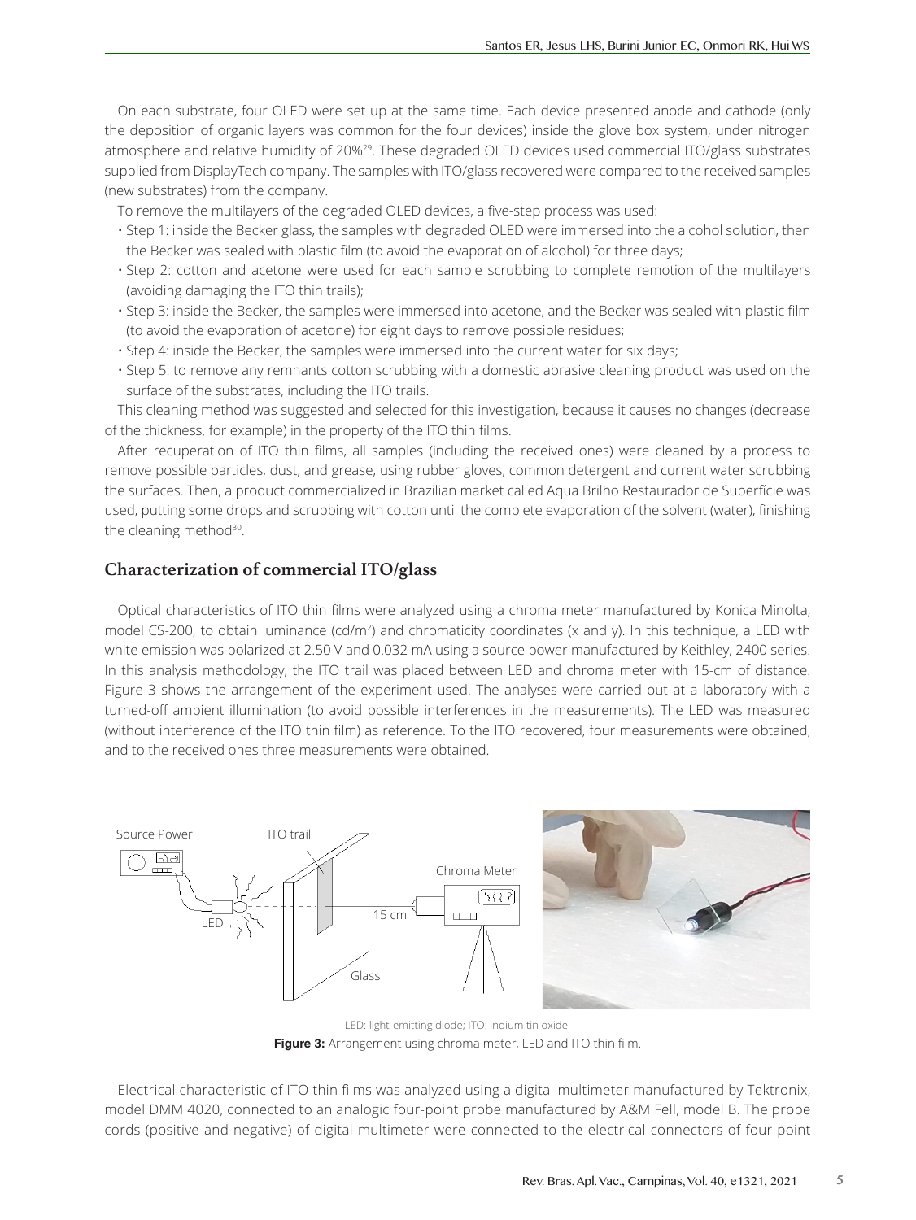On each substrate, four OLED were set up at the same time. Each device presented anode and cathode (only the deposition of organic layers was common for the four devices) inside the glove box system, under nitrogen atmosphere and relative humidity of 20%[29]. These degraded OLED devices used commercial ITO/glass substrates supplied from DisplayTech company. The samples with ITO/glass recovered were compared to the received samples (new substrates) from the company.

To remove the multilayers of the degraded OLED devices, a five-step process was used:

- Step 1: inside the Becker glass, the samples with degraded OLED were immersed into the alcohol solution, then the Becker was sealed with plastic film (to avoid the evaporation of alcohol) for three days;
- Step 2: cotton and acetone were used for each sample scrubbing to complete remotion of the multilayers (avoiding damaging the ITO thin trails);
- Step 3: inside the Becker, the samples were immersed into acetone, and the Becker was sealed with plastic film (to avoid the evaporation of acetone) for eight days to remove possible residues;
- Step 4: inside the Becker, the samples were immersed into the current water for six days;
- Step 5: to remove any remnants cotton scrubbing with a domestic abrasive cleaning product was used on the surface of the substrates, including the ITO trails.

This cleaning method was suggested and selected for this investigation, because it causes no changes (decrease of the thickness, for example) in the property of the ITO thin films.

After recuperation of ITO thin films, all samples (including the received ones) were cleaned by a process to remove possible particles, dust, and grease, using rubber gloves, common detergent and current water scrubbing the surfaces. Then, a product commercialized in Brazilian market called Aqua Brilho Restaurador de Superfície was used, putting some drops and scrubbing with cotton until the complete evaporation of the solvent (water), finishing the cleaning method[30].

## Characterization of commercial ITO/glass

Optical characteristics of ITO thin films were analyzed using a chroma meter manufactured by Konica Minolta, model CS-200, to obtain luminance (cd/m$^2$) and chromaticity coordinates (x and y). In this technique, a LED with white emission was polarized at 2.50 V and 0.032 mA using a source power manufactured by Keithley, 2400 series. In this analysis methodology, the ITO trail was placed between LED and chroma meter with 15-cm of distance. Figure 3 shows the arrangement of the experiment used. The analyses were carried out at a laboratory with a turned-off ambient illumination (to avoid possible interferences in the measurements). The LED was measured (without interference of the ITO thin film) as reference. To the ITO recovered, four measurements were obtained, and to the received ones three measurements were obtained.

LED: light-emitting diode; ITO: indium tin oxide.

**Figure 3:** Arrangement using chroma meter, LED and ITO thin film.

Electrical characteristic of ITO thin films was analyzed using a digital multimeter manufactured by Tektronix, model DMM 4020, connected to an analogic four-point probe manufactured by A&M Fell, model B. The probe cords (positive and negative) of digital multimeter were connected to the electrical connectors of four-point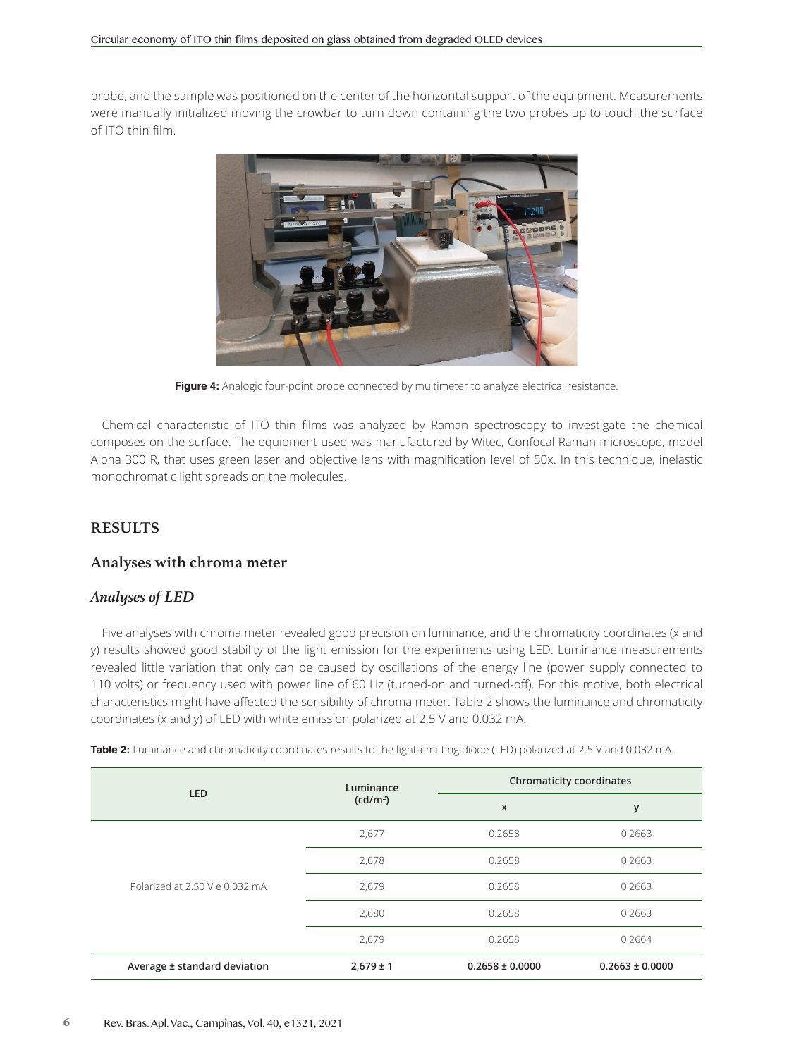probe, and the sample was positioned on the center of the horizontal support of the equipment. Measurements were manually initialized moving the crowbar to turn down containing the two probes up to touch the surface of ITO thin film.

**Figure 4:** Analogic four-point probe connected by multimeter to analyze electrical resistance.

Chemical characteristic of ITO thin films was analyzed by Raman spectroscopy to investigate the chemical composes on the surface. The equipment used was manufactured by Witec, Confocal Raman microscope, model Alpha 300 R, that uses green laser and objective lens with magnification level of 50x. In this technique, inelastic monochromatic light spreads on the molecules.

## RESULTS

### Analyses with chroma meter

#### *Analyses of LED*

Five analyses with chroma meter revealed good precision on luminance, and the chromaticity coordinates (x and y) results showed good stability of the light emission for the experiments using LED. Luminance measurements revealed little variation that only can be caused by oscillations of the energy line (power supply connected to 110 volts) or frequency used with power line of 60 Hz (turned-on and turned-off). For this motive, both electrical characteristics might have affected the sensibility of chroma meter. Table 2 shows the luminance and chromaticity coordinates (x and y) of LED with white emission polarized at 2.5 V and 0.032 mA.

**Table 2:** Luminance and chromaticity coordinates results to the light-emitting diode (LED) polarized at 2.5 V and 0.032 mA.

| LED | Luminance (cd/m$^2$) | Chromaticity coordinates | |
|---|---|---|---|
| | | x | y |
| Polarized at 2.50 V e 0.032 mA | 2,677 | 0.2658 | 0.2663 |
| | 2,678 | 0.2658 | 0.2663 |
| | 2,679 | 0.2658 | 0.2663 |
| | 2,680 | 0.2658 | 0.2663 |
| | 2,679 | 0.2658 | 0.2664 |
| **Average ± standard deviation** | **2,679 ± 1** | **0.2658 ± 0.0000** | **0.2663 ± 0.0000** |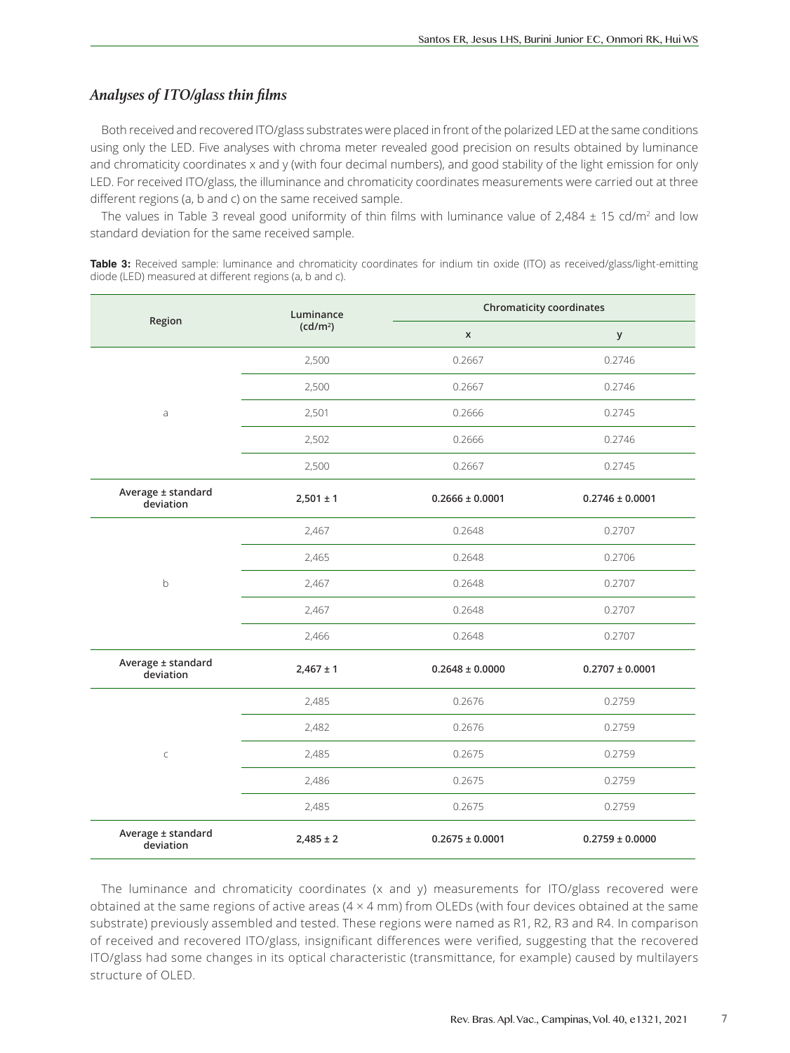### *Analyses of ITO/glass thin films*

Both received and recovered ITO/glass substrates were placed in front of the polarized LED at the same conditions using only the LED. Five analyses with chroma meter revealed good precision on results obtained by luminance and chromaticity coordinates x and y (with four decimal numbers), and good stability of the light emission for only LED. For received ITO/glass, the illuminance and chromaticity coordinates measurements were carried out at three different regions (a, b and c) on the same received sample.

The values in Table 3 reveal good uniformity of thin films with luminance value of 2,484 ± 15 cd/m$^2$ and low standard deviation for the same received sample.

**Table 3:** Received sample: luminance and chromaticity coordinates for indium tin oxide (ITO) as received/glass/light-emitting diode (LED) measured at different regions (a, b and c).

| Region | Luminance (cd/m$^2$) | Chromaticity coordinates | |
|---|---|---|---|
| | | x | y |
| a | 2,500 | 0.2667 | 0.2746 |
| | 2,500 | 0.2667 | 0.2746 |
| | 2,501 | 0.2666 | 0.2745 |
| | 2,502 | 0.2666 | 0.2746 |
| | 2,500 | 0.2667 | 0.2745 |
| **Average ± standard deviation** | **2,501 ± 1** | **0.2666 ± 0.0001** | **0.2746 ± 0.0001** |
| b | 2,467 | 0.2648 | 0.2707 |
| | 2,465 | 0.2648 | 0.2706 |
| | 2,467 | 0.2648 | 0.2707 |
| | 2,467 | 0.2648 | 0.2707 |
| | 2,466 | 0.2648 | 0.2707 |
| **Average ± standard deviation** | **2,467 ± 1** | **0.2648 ± 0.0000** | **0.2707 ± 0.0001** |
| c | 2,485 | 0.2676 | 0.2759 |
| | 2,482 | 0.2676 | 0.2759 |
| | 2,485 | 0.2675 | 0.2759 |
| | 2,486 | 0.2675 | 0.2759 |
| | 2,485 | 0.2675 | 0.2759 |
| **Average ± standard deviation** | **2,485 ± 2** | **0.2675 ± 0.0001** | **0.2759 ± 0.0000** |

The luminance and chromaticity coordinates (x and y) measurements for ITO/glass recovered were obtained at the same regions of active areas (4 × 4 mm) from OLEDs (with four devices obtained at the same substrate) previously assembled and tested. These regions were named as R1, R2, R3 and R4. In comparison of received and recovered ITO/glass, insignificant differences were verified, suggesting that the recovered ITO/glass had some changes in its optical characteristic (transmittance, for example) caused by multilayers structure of OLED.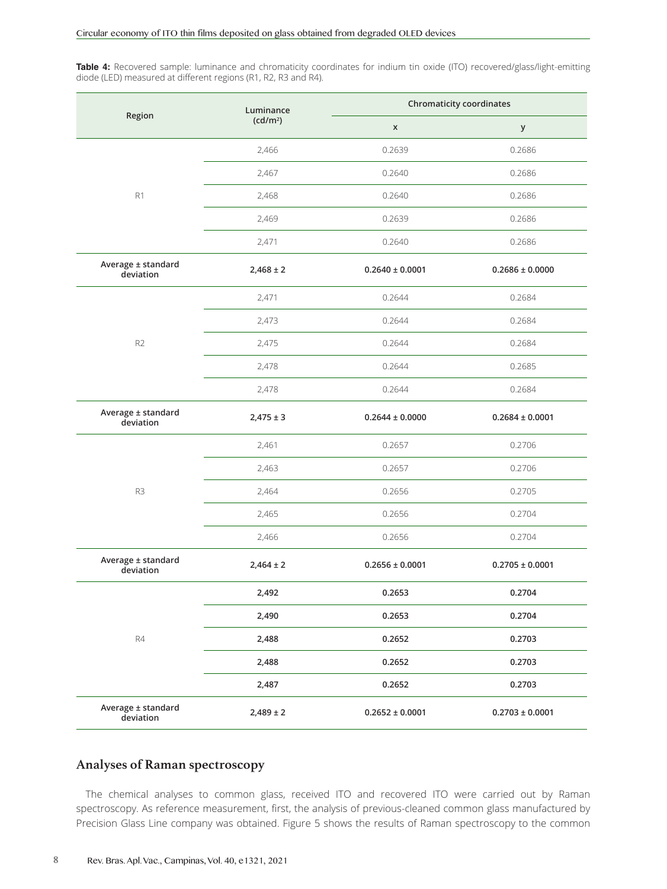**Table 4:** Recovered sample: luminance and chromaticity coordinates for indium tin oxide (ITO) recovered/glass/light-emitting diode (LED) measured at different regions (R1, R2, R3 and R4).

| Region | Luminance (cd/m²) | Chromaticity coordinates | |
|---|---|---|---|
| | | x | y |
| R1 | 2,466 | 0.2639 | 0.2686 |
| | 2,467 | 0.2640 | 0.2686 |
| | 2,468 | 0.2640 | 0.2686 |
| | 2,469 | 0.2639 | 0.2686 |
| | 2,471 | 0.2640 | 0.2686 |
| **Average ± standard deviation** | **2,468 ± 2** | **0.2640 ± 0.0001** | **0.2686 ± 0.0000** |
| R2 | 2,471 | 0.2644 | 0.2684 |
| | 2,473 | 0.2644 | 0.2684 |
| | 2,475 | 0.2644 | 0.2684 |
| | 2,478 | 0.2644 | 0.2685 |
| | 2,478 | 0.2644 | 0.2684 |
| **Average ± standard deviation** | **2,475 ± 3** | **0.2644 ± 0.0000** | **0.2684 ± 0.0001** |
| R3 | 2,461 | 0.2657 | 0.2706 |
| | 2,463 | 0.2657 | 0.2706 |
| | 2,464 | 0.2656 | 0.2705 |
| | 2,465 | 0.2656 | 0.2704 |
| | 2,466 | 0.2656 | 0.2704 |
| **Average ± standard deviation** | **2,464 ± 2** | **0.2656 ± 0.0001** | **0.2705 ± 0.0001** |
| R4 | **2,492** | **0.2653** | **0.2704** |
| | **2,490** | **0.2653** | **0.2704** |
| | **2,488** | **0.2652** | **0.2703** |
| | **2,488** | **0.2652** | **0.2703** |
| | **2,487** | **0.2652** | **0.2703** |
| **Average ± standard deviation** | **2,489 ± 2** | **0.2652 ± 0.0001** | **0.2703 ± 0.0001** |

## Analyses of Raman spectroscopy

The chemical analyses to common glass, received ITO and recovered ITO were carried out by Raman spectroscopy. As reference measurement, first, the analysis of previous-cleaned common glass manufactured by Precision Glass Line company was obtained. Figure 5 shows the results of Raman spectroscopy to the common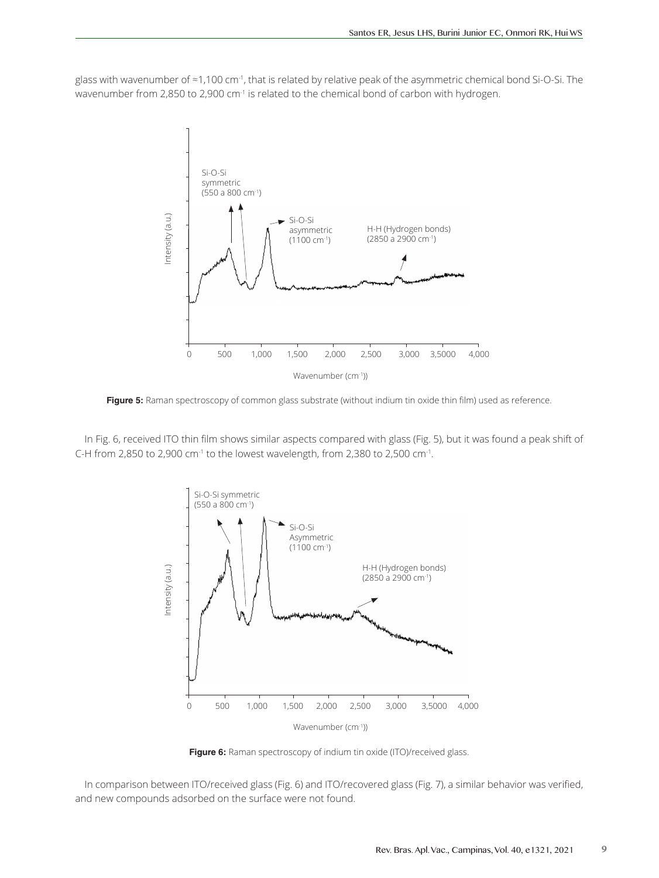glass with wavenumber of ≈1,100 $cm^{-1}$, that is related by relative peak of the asymmetric chemical bond Si-O-Si. The wavenumber from 2,850 to 2,900 $cm^{-1}$ is related to the chemical bond of carbon with hydrogen.

**Figure 5:** Raman spectroscopy of common glass substrate (without indium tin oxide thin film) used as reference.

In Fig. 6, received ITO thin film shows similar aspects compared with glass (Fig. 5), but it was found a peak shift of C-H from 2,850 to 2,900 $cm^{-1}$ to the lowest wavelength, from 2,380 to 2,500 $cm^{-1}$.

**Figure 6:** Raman spectroscopy of indium tin oxide (ITO)/received glass.

In comparison between ITO/received glass (Fig. 6) and ITO/recovered glass (Fig. 7), a similar behavior was verified, and new compounds adsorbed on the surface were not found.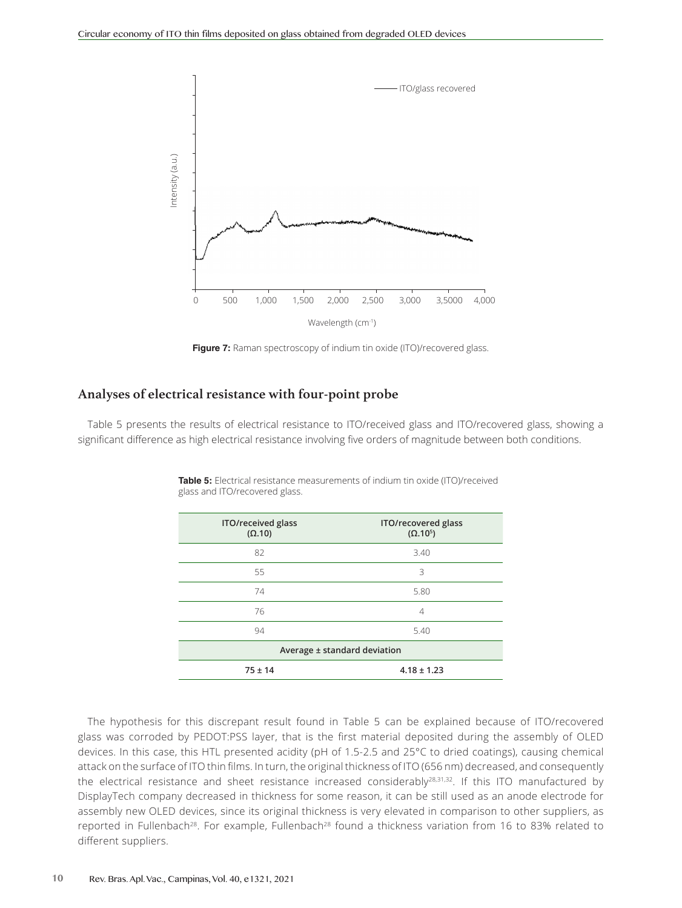Figure 7: Raman spectroscopy of indium tin oxide (ITO)/recovered glass.

## Analyses of electrical resistance with four-point probe

Table 5 presents the results of electrical resistance to ITO/received glass and ITO/recovered glass, showing a significant difference as high electrical resistance involving five orders of magnitude between both conditions.

**Table 5:** Electrical resistance measurements of indium tin oxide (ITO)/received glass and ITO/recovered glass.

| ITO/received glass ($\Omega.10$) | ITO/recovered glass ($\Omega.10^5$) |
|---|---|
| 82 | 3.40 |
| 55 | 3 |
| 74 | 5.80 |
| 76 | 4 |
| 94 | 5.40 |
| **Average ± standard deviation** | |
| **75 ± 14** | **4.18 ± 1.23** |

The hypothesis for this discrepant result found in Table 5 can be explained because of ITO/recovered glass was corroded by PEDOT:PSS layer, that is the first material deposited during the assembly of OLED devices. In this case, this HTL presented acidity (pH of 1.5-2.5 and 25°C to dried coatings), causing chemical attack on the surface of ITO thin films. In turn, the original thickness of ITO (656 nm) decreased, and consequently the electrical resistance and sheet resistance increased considerably[28,31,32]. If this ITO manufactured by DisplayTech company decreased in thickness for some reason, it can be still used as an anode electrode for assembly new OLED devices, since its original thickness is very elevated in comparison to other suppliers, as reported in Fullenbach[28]. For example, Fullenbach[28] found a thickness variation from 16 to 83% related to different suppliers.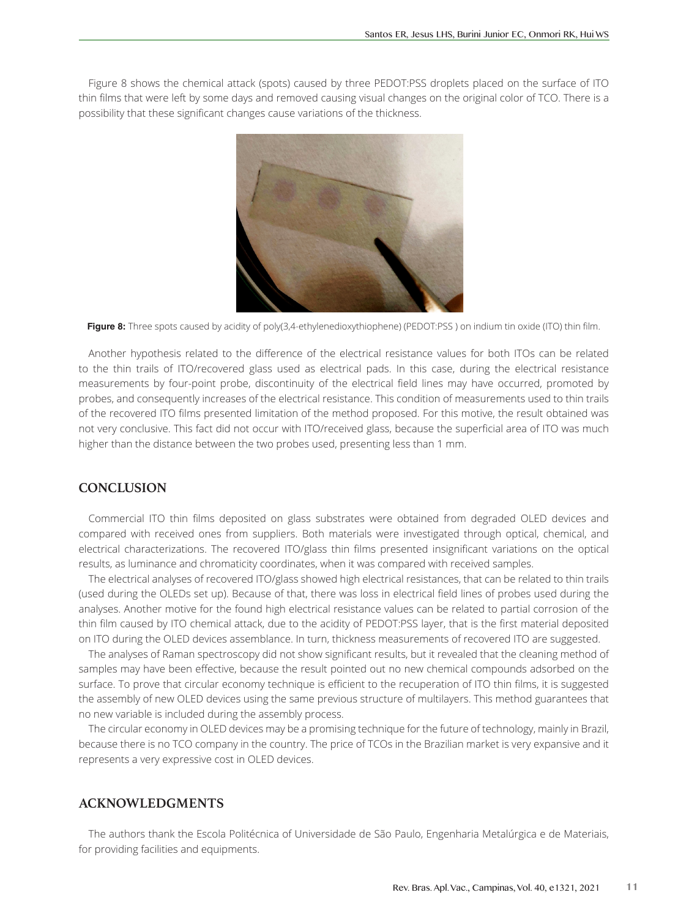Figure 8 shows the chemical attack (spots) caused by three PEDOT:PSS droplets placed on the surface of ITO thin films that were left by some days and removed causing visual changes on the original color of TCO. There is a possibility that these significant changes cause variations of the thickness.

**Figure 8:** Three spots caused by acidity of poly(3,4-ethylenedioxythiophene) (PEDOT:PSS ) on indium tin oxide (ITO) thin film.

Another hypothesis related to the difference of the electrical resistance values for both ITOs can be related to the thin trails of ITO/recovered glass used as electrical pads. In this case, during the electrical resistance measurements by four-point probe, discontinuity of the electrical field lines may have occurred, promoted by probes, and consequently increases of the electrical resistance. This condition of measurements used to thin trails of the recovered ITO films presented limitation of the method proposed. For this motive, the result obtained was not very conclusive. This fact did not occur with ITO/received glass, because the superficial area of ITO was much higher than the distance between the two probes used, presenting less than 1 mm.

## CONCLUSION

Commercial ITO thin films deposited on glass substrates were obtained from degraded OLED devices and compared with received ones from suppliers. Both materials were investigated through optical, chemical, and electrical characterizations. The recovered ITO/glass thin films presented insignificant variations on the optical results, as luminance and chromaticity coordinates, when it was compared with received samples.

The electrical analyses of recovered ITO/glass showed high electrical resistances, that can be related to thin trails (used during the OLEDs set up). Because of that, there was loss in electrical field lines of probes used during the analyses. Another motive for the found high electrical resistance values can be related to partial corrosion of the thin film caused by ITO chemical attack, due to the acidity of PEDOT:PSS layer, that is the first material deposited on ITO during the OLED devices assemblance. In turn, thickness measurements of recovered ITO are suggested.

The analyses of Raman spectroscopy did not show significant results, but it revealed that the cleaning method of samples may have been effective, because the result pointed out no new chemical compounds adsorbed on the surface. To prove that circular economy technique is efficient to the recuperation of ITO thin films, it is suggested the assembly of new OLED devices using the same previous structure of multilayers. This method guarantees that no new variable is included during the assembly process.

The circular economy in OLED devices may be a promising technique for the future of technology, mainly in Brazil, because there is no TCO company in the country. The price of TCOs in the Brazilian market is very expansive and it represents a very expressive cost in OLED devices.

## ACKNOWLEDGMENTS

The authors thank the Escola Politécnica of Universidade de São Paulo, Engenharia Metalúrgica e de Materiais, for providing facilities and equipments.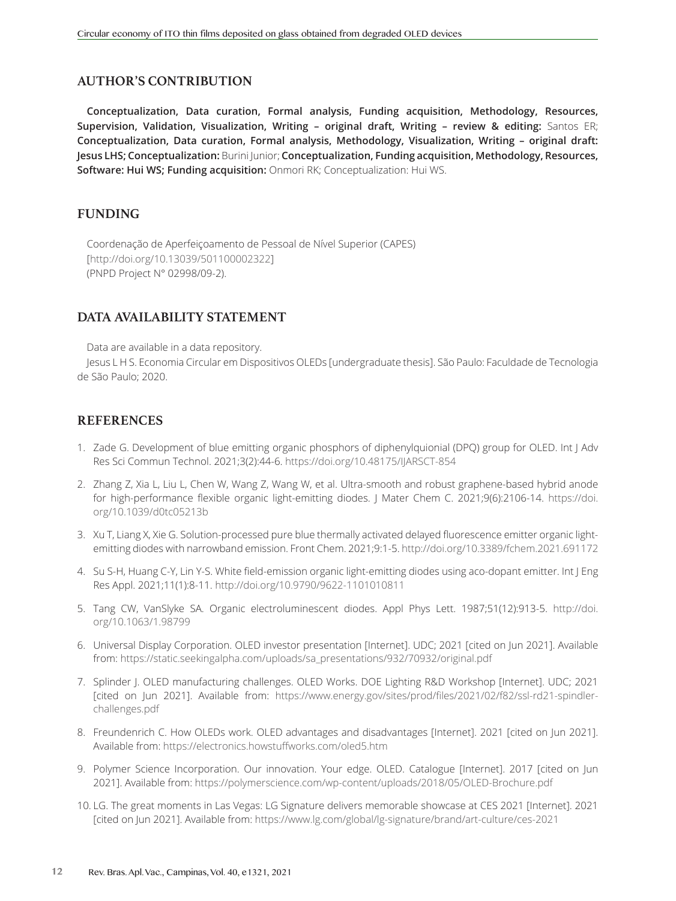## AUTHOR'S CONTRIBUTION

**Conceptualization, Data curation, Formal analysis, Funding acquisition, Methodology, Resources, Supervision, Validation, Visualization, Writing – original draft, Writing – review & editing:** Santos ER; **Conceptualization, Data curation, Formal analysis, Methodology, Visualization, Writing – original draft: Jesus LHS; Conceptualization:** Burini Junior; **Conceptualization, Funding acquisition, Methodology, Resources, Software: Hui WS; Funding acquisition:** Onmori RK; Conceptualization: Hui WS.

## FUNDING

Coordenação de Aperfeiçoamento de Pessoal de Nível Superior (CAPES)
[http://doi.org/10.13039/501100002322]
(PNPD Project N° 02998/09-2).

## DATA AVAILABILITY STATEMENT

Data are available in a data repository.

Jesus L H S. Economia Circular em Dispositivos OLEDs [undergraduate thesis]. São Paulo: Faculdade de Tecnologia de São Paulo; 2020.

## REFERENCES

1. Zade G. Development of blue emitting organic phosphors of diphenylquionial (DPQ) group for OLED. Int J Adv Res Sci Commun Technol. 2021;3(2):44-6. https://doi.org/10.48175/IJARSCT-854
2. Zhang Z, Xia L, Liu L, Chen W, Wang Z, Wang W, et al. Ultra-smooth and robust graphene-based hybrid anode for high-performance flexible organic light-emitting diodes. J Mater Chem C. 2021;9(6):2106-14. https://doi.org/10.1039/d0tc05213b
3. Xu T, Liang X, Xie G. Solution-processed pure blue thermally activated delayed fluorescence emitter organic light-emitting diodes with narrowband emission. Front Chem. 2021;9:1-5. http://doi.org/10.3389/fchem.2021.691172
4. Su S-H, Huang C-Y, Lin Y-S. White field-emission organic light-emitting diodes using aco-dopant emitter. Int J Eng Res Appl. 2021;11(1):8-11. http://doi.org/10.9790/9622-1101010811
5. Tang CW, VanSlyke SA. Organic electroluminescent diodes. Appl Phys Lett. 1987;51(12):913-5. http://doi.org/10.1063/1.98799
6. Universal Display Corporation. OLED investor presentation [Internet]. UDC; 2021 [cited on Jun 2021]. Available from: https://static.seekingalpha.com/uploads/sa_presentations/932/70932/original.pdf
7. Splinder J. OLED manufacturing challenges. OLED Works. DOE Lighting R&D Workshop [Internet]. UDC; 2021 [cited on Jun 2021]. Available from: https://www.energy.gov/sites/prod/files/2021/02/f82/ssl-rd21-spindler-challenges.pdf
8. Freundenrich C. How OLEDs work. OLED advantages and disadvantages [Internet]. 2021 [cited on Jun 2021]. Available from: https://electronics.howstuffworks.com/oled5.htm
9. Polymer Science Incorporation. Our innovation. Your edge. OLED. Catalogue [Internet]. 2017 [cited on Jun 2021]. Available from: https://polymerscience.com/wp-content/uploads/2018/05/OLED-Brochure.pdf
10. LG. The great moments in Las Vegas: LG Signature delivers memorable showcase at CES 2021 [Internet]. 2021 [cited on Jun 2021]. Available from: https://www.lg.com/global/lg-signature/brand/art-culture/ces-2021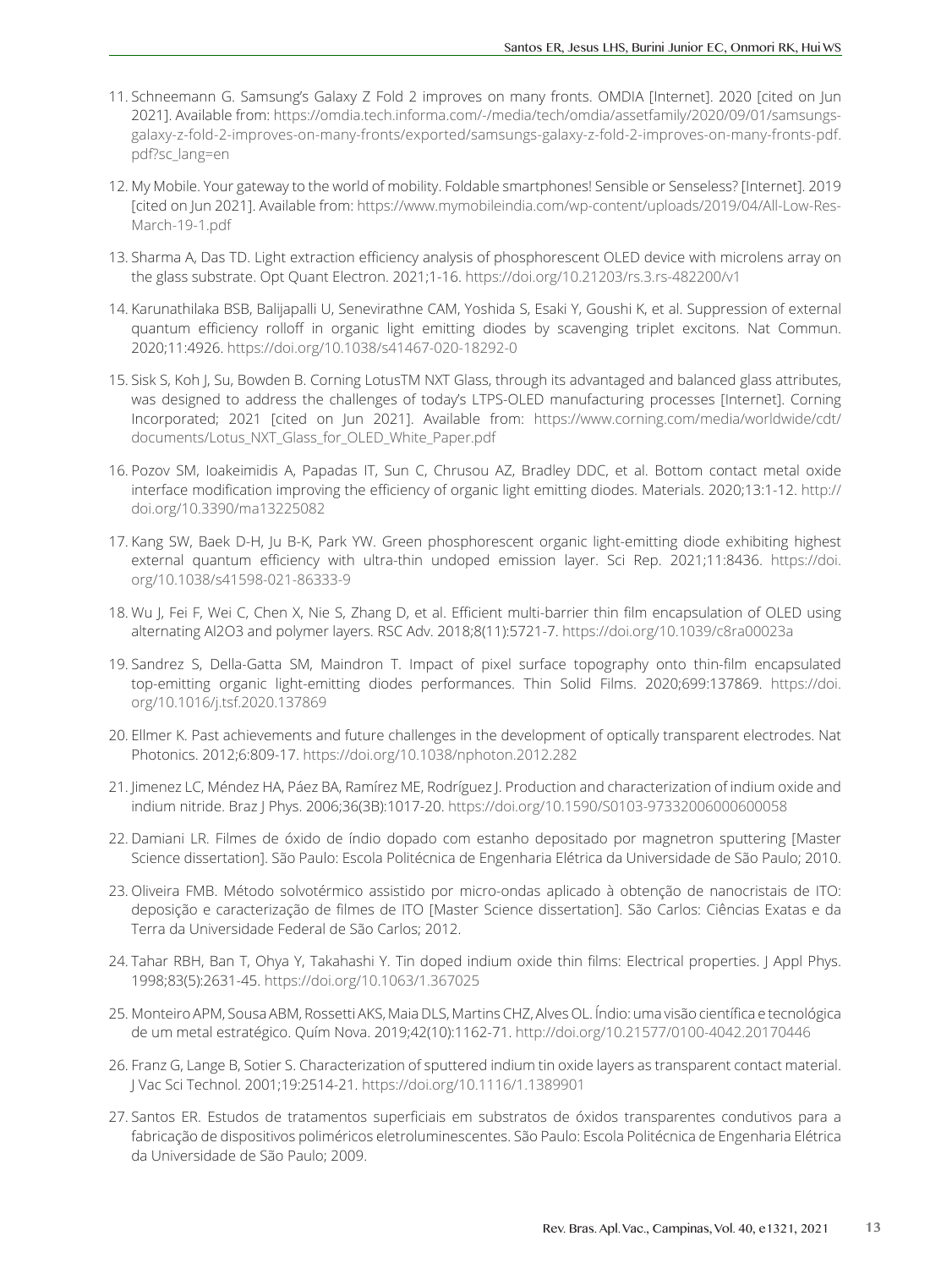11. Schneemann G. Samsung's Galaxy Z Fold 2 improves on many fronts. OMDIA [Internet]. 2020 [cited on Jun 2021]. Available from: https://omdia.tech.informa.com/-/media/tech/omdia/assetfamily/2020/09/01/samsungs-galaxy-z-fold-2-improves-on-many-fronts/exported/samsungs-galaxy-z-fold-2-improves-on-many-fronts-pdf.pdf?sc_lang=en

12. My Mobile. Your gateway to the world of mobility. Foldable smartphones! Sensible or Senseless? [Internet]. 2019 [cited on Jun 2021]. Available from: https://www.mymobileindia.com/wp-content/uploads/2019/04/All-Low-Res-March-19-1.pdf

13. Sharma A, Das TD. Light extraction efficiency analysis of phosphorescent OLED device with microlens array on the glass substrate. Opt Quant Electron. 2021;1-16. https://doi.org/10.21203/rs.3.rs-482200/v1

14. Karunathilaka BSB, Balijapalli U, Senevirathne CAM, Yoshida S, Esaki Y, Goushi K, et al. Suppression of external quantum efficiency rolloff in organic light emitting diodes by scavenging triplet excitons. Nat Commun. 2020;11:4926. https://doi.org/10.1038/s41467-020-18292-0

15. Sisk S, Koh J, Su, Bowden B. Corning LotusTM NXT Glass, through its advantaged and balanced glass attributes, was designed to address the challenges of today's LTPS-OLED manufacturing processes [Internet]. Corning Incorporated; 2021 [cited on Jun 2021]. Available from: https://www.corning.com/media/worldwide/cdt/documents/Lotus_NXT_Glass_for_OLED_White_Paper.pdf

16. Pozov SM, Ioakeimidis A, Papadas IT, Sun C, Chrusou AZ, Bradley DDC, et al. Bottom contact metal oxide interface modification improving the efficiency of organic light emitting diodes. Materials. 2020;13:1-12. http://doi.org/10.3390/ma13225082

17. Kang SW, Baek D-H, Ju B-K, Park YW. Green phosphorescent organic light-emitting diode exhibiting highest external quantum efficiency with ultra-thin undoped emission layer. Sci Rep. 2021;11:8436. https://doi.org/10.1038/s41598-021-86333-9

18. Wu J, Fei F, Wei C, Chen X, Nie S, Zhang D, et al. Efficient multi-barrier thin film encapsulation of OLED using alternating Al2O3 and polymer layers. RSC Adv. 2018;8(11):5721-7. https://doi.org/10.1039/c8ra00023a

19. Sandrez S, Della-Gatta SM, Maindron T. Impact of pixel surface topography onto thin-film encapsulated top-emitting organic light-emitting diodes performances. Thin Solid Films. 2020;699:137869. https://doi.org/10.1016/j.tsf.2020.137869

20. Ellmer K. Past achievements and future challenges in the development of optically transparent electrodes. Nat Photonics. 2012;6:809-17. https://doi.org/10.1038/nphoton.2012.282

21. Jimenez LC, Méndez HA, Páez BA, Ramírez ME, Rodríguez J. Production and characterization of indium oxide and indium nitride. Braz J Phys. 2006;36(3B):1017-20. https://doi.org/10.1590/S0103-97332006000600058

22. Damiani LR. Filmes de óxido de índio dopado com estanho depositado por magnetron sputtering [Master Science dissertation]. São Paulo: Escola Politécnica de Engenharia Elétrica da Universidade de São Paulo; 2010.

23. Oliveira FMB. Método solvotérmico assistido por micro-ondas aplicado à obtenção de nanocristais de ITO: deposição e caracterização de filmes de ITO [Master Science dissertation]. São Carlos: Ciências Exatas e da Terra da Universidade Federal de São Carlos; 2012.

24. Tahar RBH, Ban T, Ohya Y, Takahashi Y. Tin doped indium oxide thin films: Electrical properties. J Appl Phys. 1998;83(5):2631-45. https://doi.org/10.1063/1.367025

25. Monteiro APM, Sousa ABM, Rossetti AKS, Maia DLS, Martins CHZ, Alves OL. Índio: uma visão científica e tecnológica de um metal estratégico. Quím Nova. 2019;42(10):1162-71. http://doi.org/10.21577/0100-4042.20170446

26. Franz G, Lange B, Sotier S. Characterization of sputtered indium tin oxide layers as transparent contact material. J Vac Sci Technol. 2001;19:2514-21. https://doi.org/10.1116/1.1389901

27. Santos ER. Estudos de tratamentos superficiais em substratos de óxidos transparentes condutivos para a fabricação de dispositivos poliméricos eletroluminescentes. São Paulo: Escola Politécnica de Engenharia Elétrica da Universidade de São Paulo; 2009.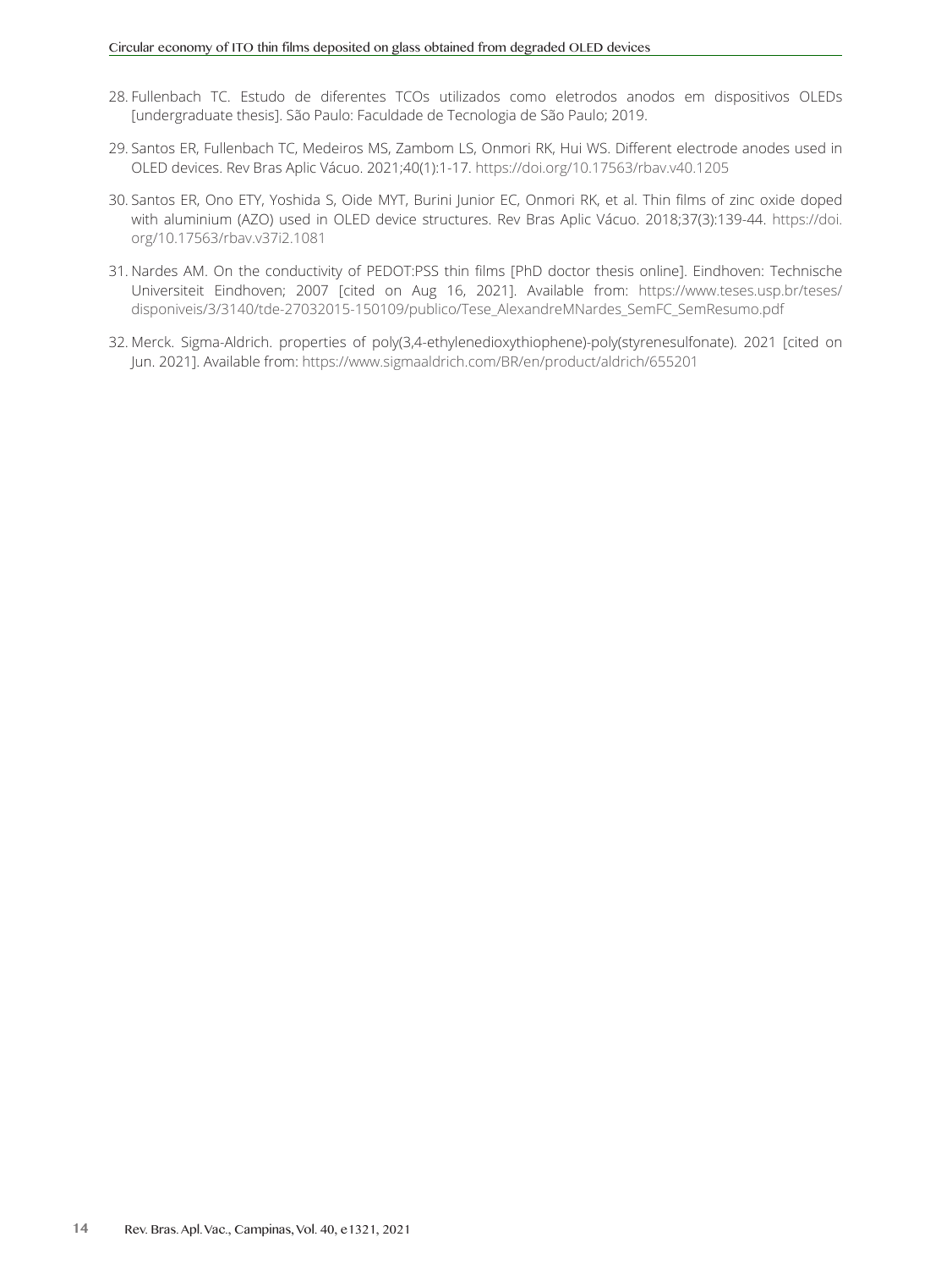28. Fullenbach TC. Estudo de diferentes TCOs utilizados como eletrodos anodos em dispositivos OLEDs [undergraduate thesis]. São Paulo: Faculdade de Tecnologia de São Paulo; 2019.

29. Santos ER, Fullenbach TC, Medeiros MS, Zambom LS, Onmori RK, Hui WS. Different electrode anodes used in OLED devices. Rev Bras Aplic Vácuo. 2021;40(1):1-17. https://doi.org/10.17563/rbav.v40.1205

30. Santos ER, Ono ETY, Yoshida S, Oide MYT, Burini Junior EC, Onmori RK, et al. Thin films of zinc oxide doped with aluminium (AZO) used in OLED device structures. Rev Bras Aplic Vácuo. 2018;37(3):139-44. https://doi.org/10.17563/rbav.v37i2.1081

31. Nardes AM. On the conductivity of PEDOT:PSS thin films [PhD doctor thesis online]. Eindhoven: Technische Universiteit Eindhoven; 2007 [cited on Aug 16, 2021]. Available from: https://www.teses.usp.br/teses/disponiveis/3/3140/tde-27032015-150109/publico/Tese_AlexandreMNardes_SemFC_SemResumo.pdf

32. Merck. Sigma-Aldrich. properties of poly(3,4-ethylenedioxythiophene)-poly(styrenesulfonate). 2021 [cited on Jun. 2021]. Available from: https://www.sigmaaldrich.com/BR/en/product/aldrich/655201